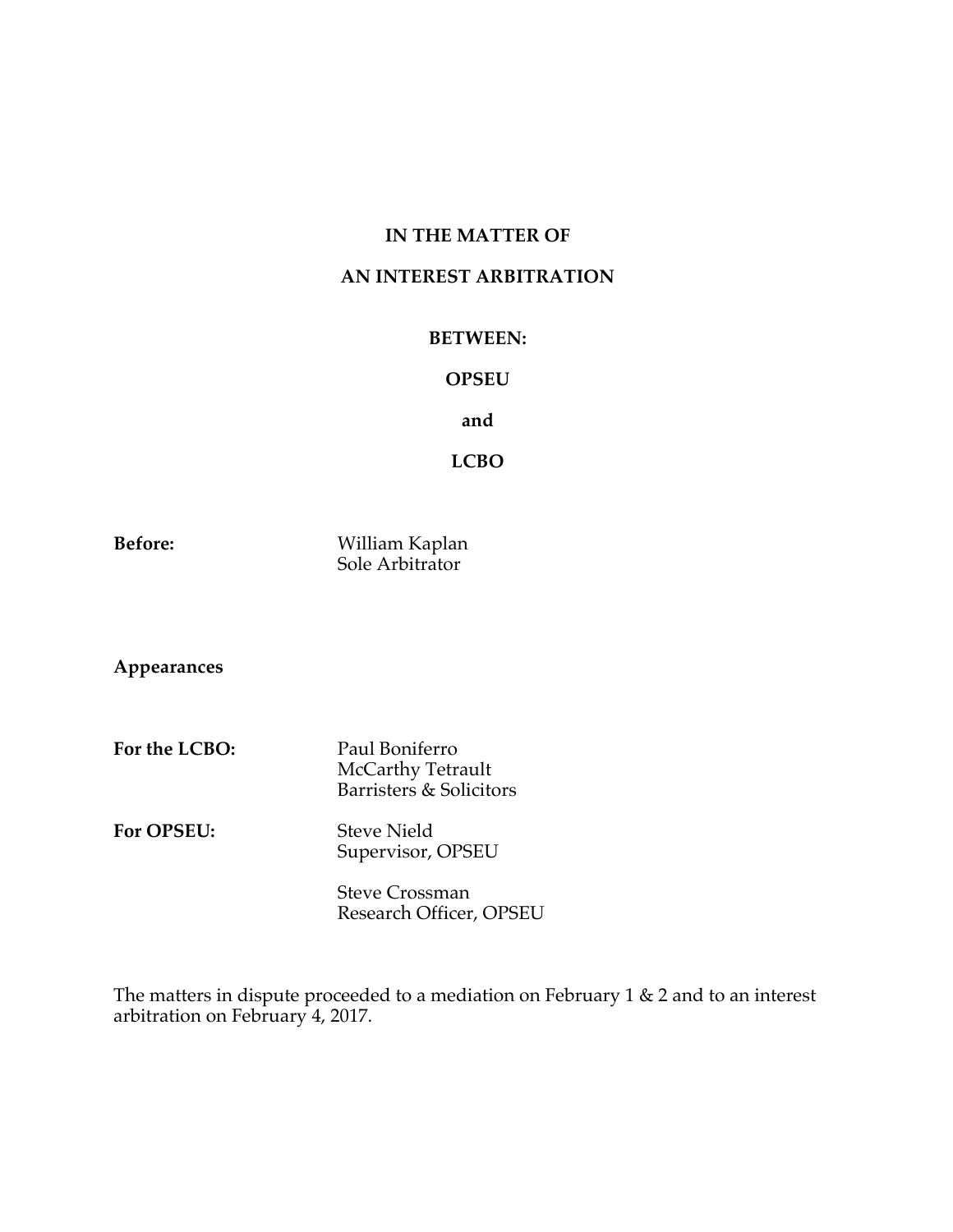**IN THE MATTER OF**

**AN INTEREST ARBITRATION**

**BETWEEN:**

**OPSEU**

**and**

**LCBO**

**Before:** William Kaplan
Sole Arbitrator

**Appearances**

**For the LCBO:** Paul Boniferro
McCarthy Tetrault
Barristers & Solicitors

**For OPSEU:** Steve Nield
Supervisor, OPSEU

Steve Crossman
Research Officer, OPSEU

The matters in dispute proceeded to a mediation on February 1 & 2 and to an interest arbitration on February 4, 2017.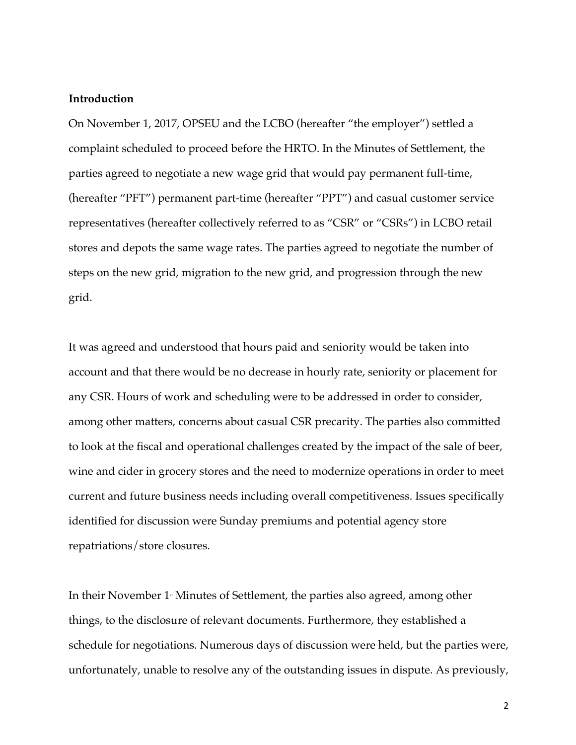**Introduction**

On November 1, 2017, OPSEU and the LCBO (hereafter "the employer") settled a complaint scheduled to proceed before the HRTO. In the Minutes of Settlement, the parties agreed to negotiate a new wage grid that would pay permanent full-time, (hereafter "PFT") permanent part-time (hereafter "PPT") and casual customer service representatives (hereafter collectively referred to as "CSR" or "CSRs") in LCBO retail stores and depots the same wage rates. The parties agreed to negotiate the number of steps on the new grid, migration to the new grid, and progression through the new grid.

It was agreed and understood that hours paid and seniority would be taken into account and that there would be no decrease in hourly rate, seniority or placement for any CSR. Hours of work and scheduling were to be addressed in order to consider, among other matters, concerns about casual CSR precarity. The parties also committed to look at the fiscal and operational challenges created by the impact of the sale of beer, wine and cider in grocery stores and the need to modernize operations in order to meet current and future business needs including overall competitiveness. Issues specifically identified for discussion were Sunday premiums and potential agency store repatriations/store closures.

In their November 1st Minutes of Settlement, the parties also agreed, among other things, to the disclosure of relevant documents. Furthermore, they established a schedule for negotiations. Numerous days of discussion were held, but the parties were, unfortunately, unable to resolve any of the outstanding issues in dispute. As previously,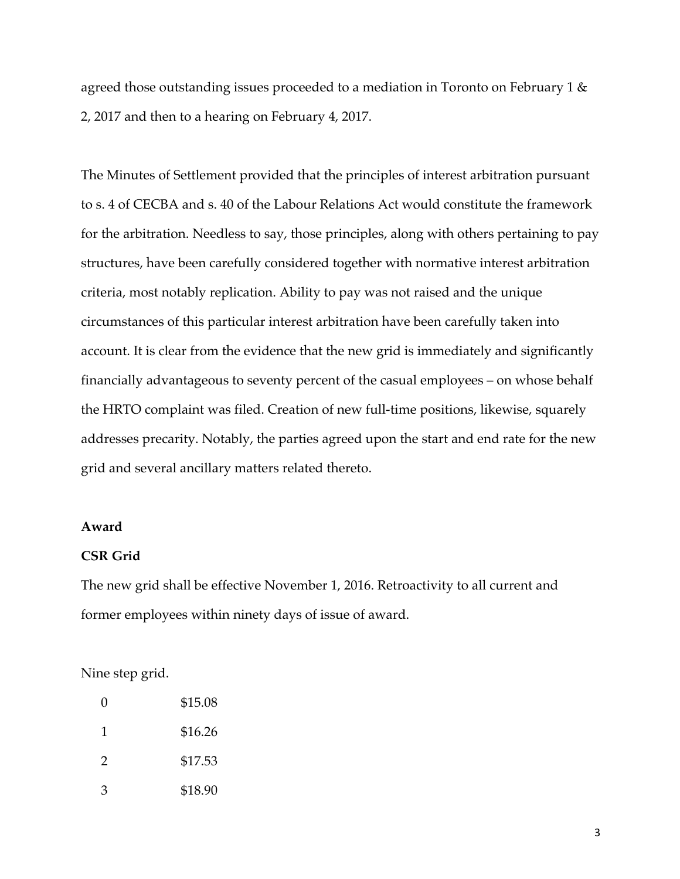agreed those outstanding issues proceeded to a mediation in Toronto on February 1 & 2, 2017 and then to a hearing on February 4, 2017.

The Minutes of Settlement provided that the principles of interest arbitration pursuant to s. 4 of CECBA and s. 40 of the Labour Relations Act would constitute the framework for the arbitration. Needless to say, those principles, along with others pertaining to pay structures, have been carefully considered together with normative interest arbitration criteria, most notably replication. Ability to pay was not raised and the unique circumstances of this particular interest arbitration have been carefully taken into account. It is clear from the evidence that the new grid is immediately and significantly financially advantageous to seventy percent of the casual employees – on whose behalf the HRTO complaint was filed. Creation of new full-time positions, likewise, squarely addresses precarity. Notably, the parties agreed upon the start and end rate for the new grid and several ancillary matters related thereto.

**Award**

**CSR Grid**

The new grid shall be effective November 1, 2016. Retroactivity to all current and former employees within ninety days of issue of award.

Nine step grid.

| | |
|---|---|
| 0 | $15.08 |
| 1 | $16.26 |
| 2 | $17.53 |
| 3 | $18.90 |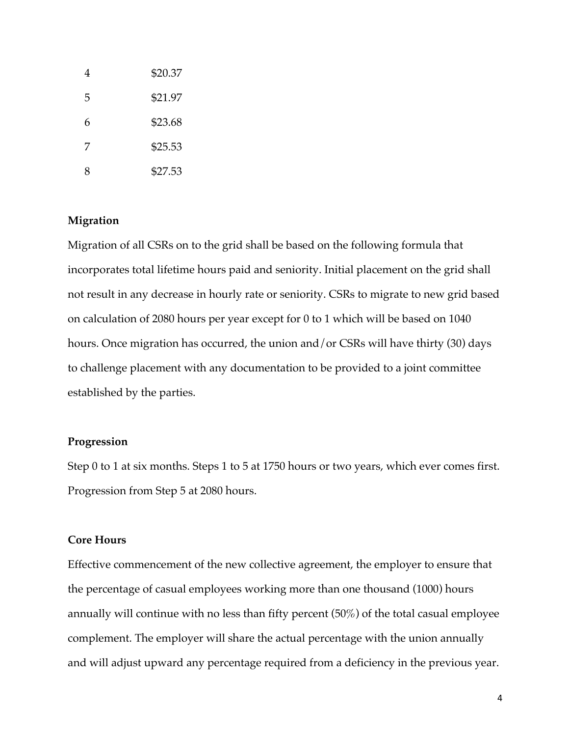| | |
|---|---|
| 4 | $20.37 |
| 5 | $21.97 |
| 6 | $23.68 |
| 7 | $25.53 |
| 8 | $27.53 |

**Migration**

Migration of all CSRs on to the grid shall be based on the following formula that incorporates total lifetime hours paid and seniority. Initial placement on the grid shall not result in any decrease in hourly rate or seniority. CSRs to migrate to new grid based on calculation of 2080 hours per year except for 0 to 1 which will be based on 1040 hours. Once migration has occurred, the union and/or CSRs will have thirty (30) days to challenge placement with any documentation to be provided to a joint committee established by the parties.

**Progression**

Step 0 to 1 at six months. Steps 1 to 5 at 1750 hours or two years, which ever comes first. Progression from Step 5 at 2080 hours.

**Core Hours**

Effective commencement of the new collective agreement, the employer to ensure that the percentage of casual employees working more than one thousand (1000) hours annually will continue with no less than fifty percent (50%) of the total casual employee complement. The employer will share the actual percentage with the union annually and will adjust upward any percentage required from a deficiency in the previous year.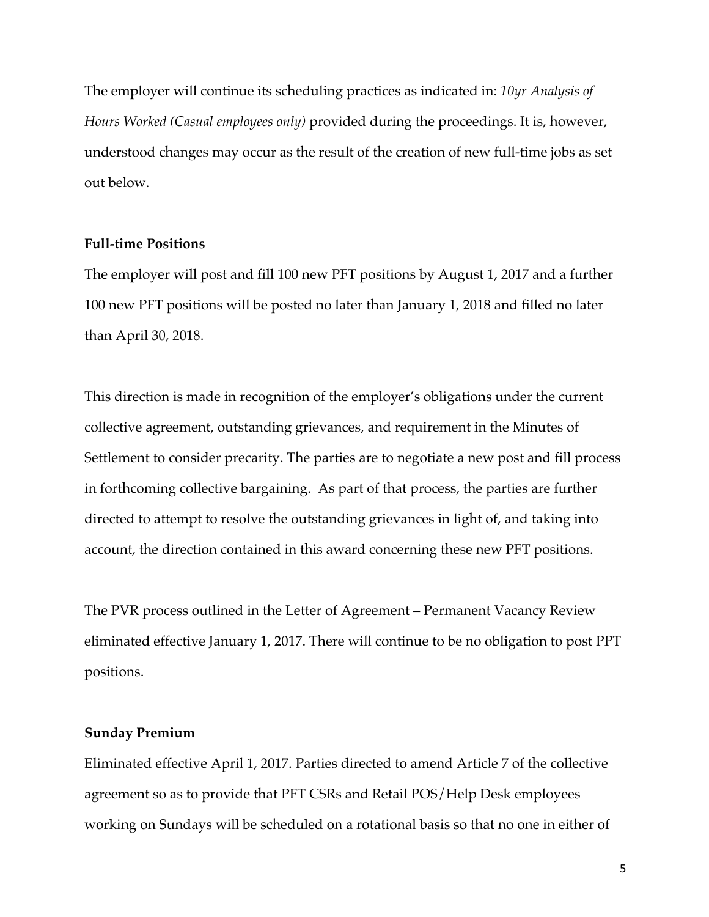The employer will continue its scheduling practices as indicated in: *10yr Analysis of Hours Worked (Casual employees only)* provided during the proceedings. It is, however, understood changes may occur as the result of the creation of new full-time jobs as set out below.

**Full-time Positions**

The employer will post and fill 100 new PFT positions by August 1, 2017 and a further 100 new PFT positions will be posted no later than January 1, 2018 and filled no later than April 30, 2018.

This direction is made in recognition of the employer's obligations under the current collective agreement, outstanding grievances, and requirement in the Minutes of Settlement to consider precarity. The parties are to negotiate a new post and fill process in forthcoming collective bargaining. As part of that process, the parties are further directed to attempt to resolve the outstanding grievances in light of, and taking into account, the direction contained in this award concerning these new PFT positions.

The PVR process outlined in the Letter of Agreement – Permanent Vacancy Review eliminated effective January 1, 2017. There will continue to be no obligation to post PPT positions.

**Sunday Premium**

Eliminated effective April 1, 2017. Parties directed to amend Article 7 of the collective agreement so as to provide that PFT CSRs and Retail POS/Help Desk employees working on Sundays will be scheduled on a rotational basis so that no one in either of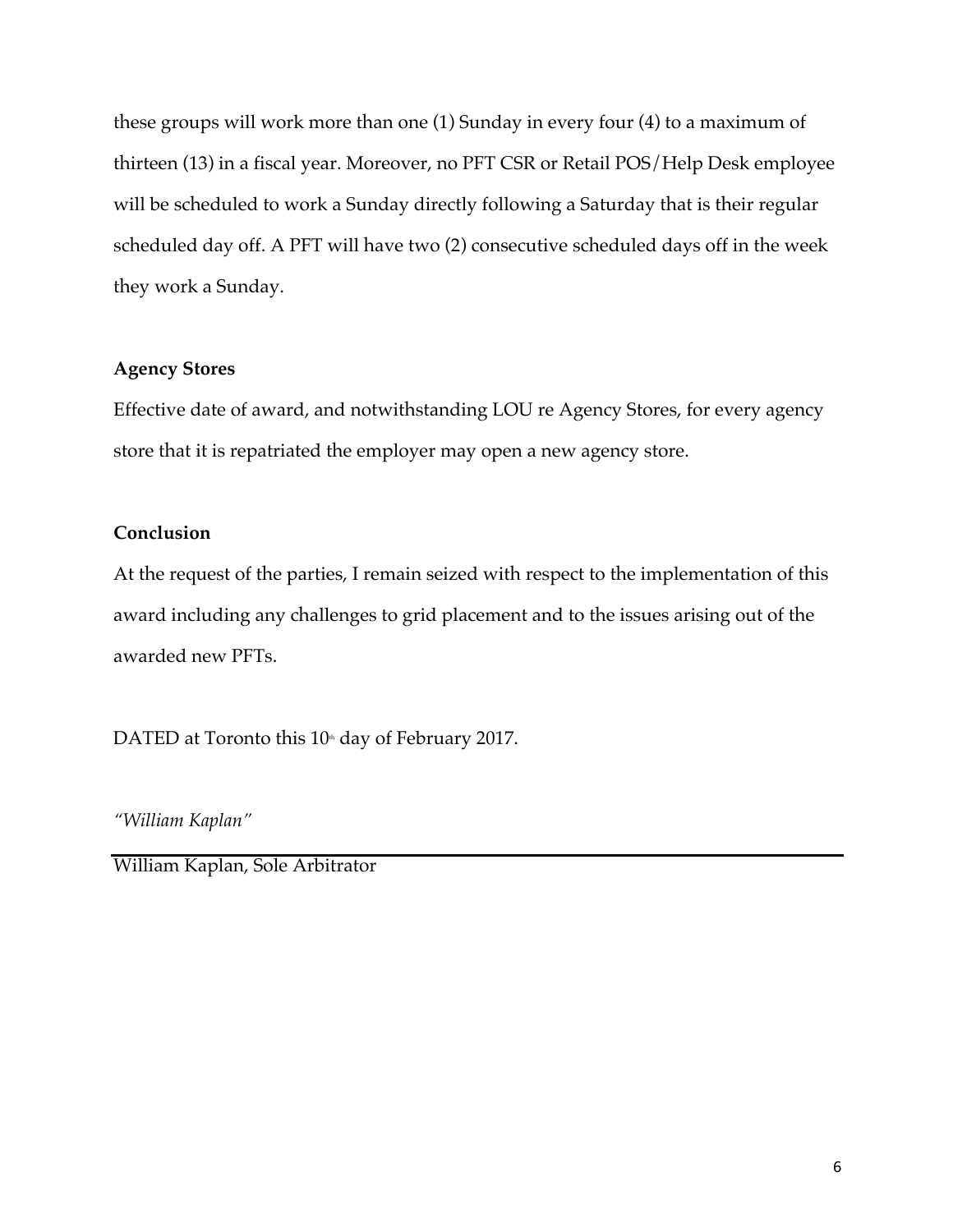these groups will work more than one (1) Sunday in every four (4) to a maximum of thirteen (13) in a fiscal year. Moreover, no PFT CSR or Retail POS/Help Desk employee will be scheduled to work a Sunday directly following a Saturday that is their regular scheduled day off. A PFT will have two (2) consecutive scheduled days off in the week they work a Sunday.

**Agency Stores**

Effective date of award, and notwithstanding LOU re Agency Stores, for every agency store that it is repatriated the employer may open a new agency store.

**Conclusion**

At the request of the parties, I remain seized with respect to the implementation of this award including any challenges to grid placement and to the issues arising out of the awarded new PFTs.

DATED at Toronto this 10th day of February 2017.

*"William Kaplan"*

William Kaplan, Sole Arbitrator